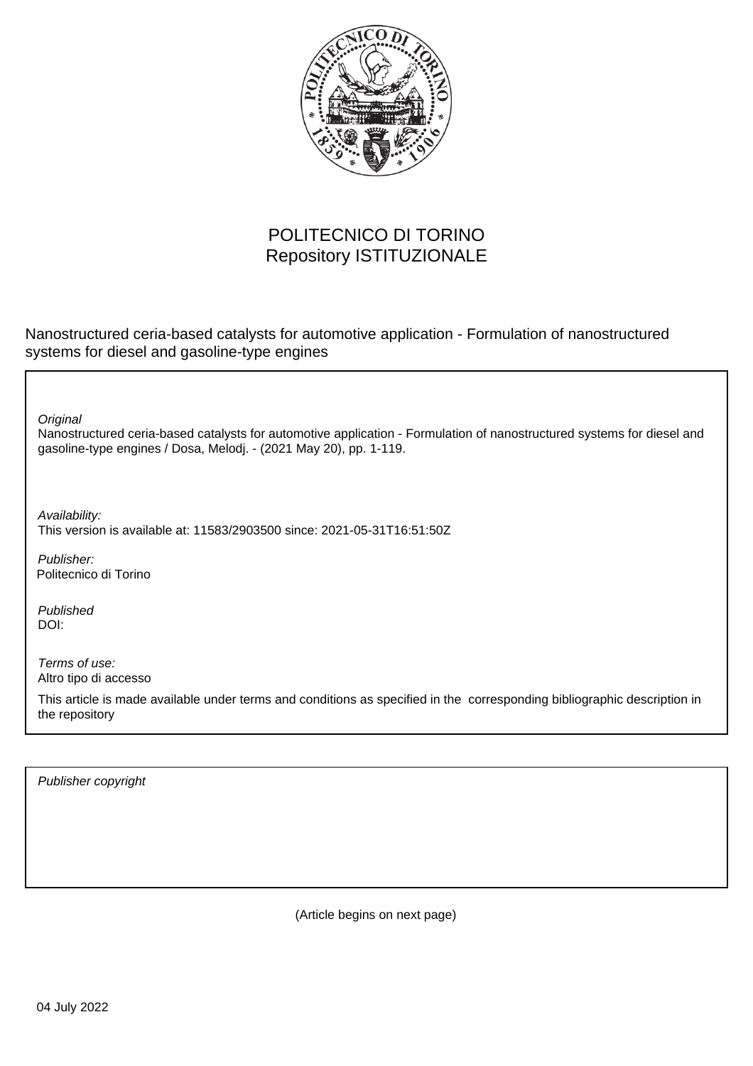POLITECNICO DI TORINO
Repository ISTITUZIONALE

Nanostructured ceria-based catalysts for automotive application - Formulation of nanostructured systems for diesel and gasoline-type engines

*Original*
Nanostructured ceria-based catalysts for automotive application - Formulation of nanostructured systems for diesel and gasoline-type engines / Dosa, Melodj. - (2021 May 20), pp. 1-119.

*Availability:*
This version is available at: 11583/2903500 since: 2021-05-31T16:51:50Z

*Publisher:*
Politecnico di Torino

*Published*
DOI:

*Terms of use:*
Altro tipo di accesso

This article is made available under terms and conditions as specified in the corresponding bibliographic description in the repository

*Publisher copyright*

(Article begins on next page)

04 July 2022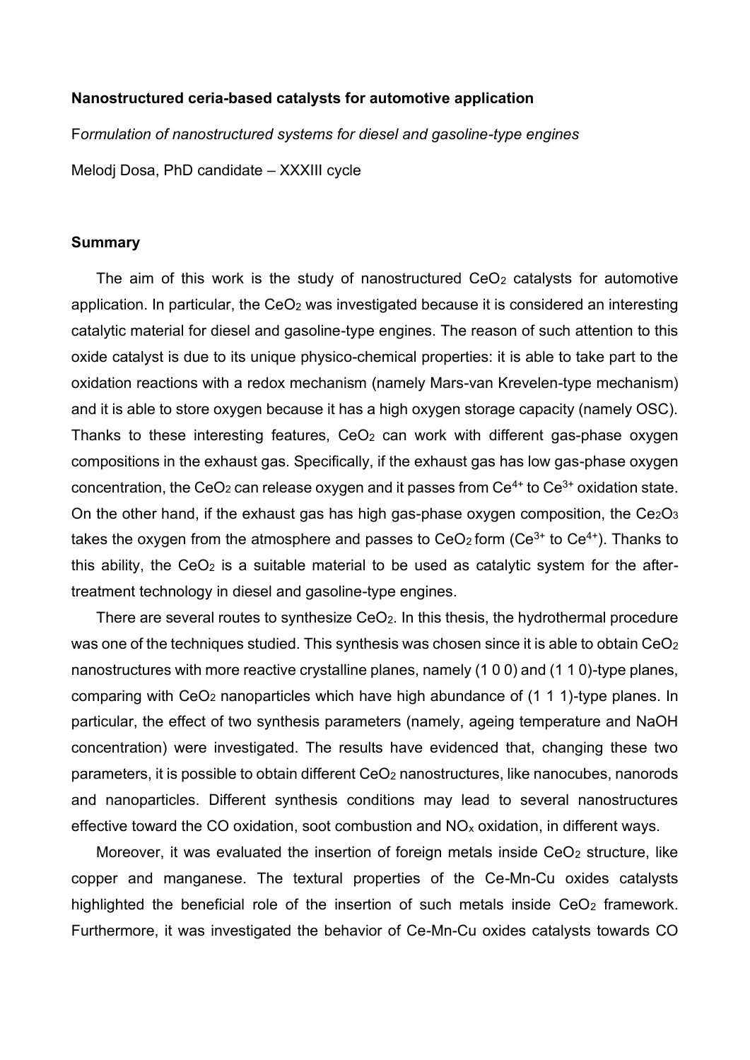**Nanostructured ceria-based catalysts for automotive application**

F*ormulation of nanostructured systems for diesel and gasoline-type engines*

Melodj Dosa, PhD candidate – XXXIII cycle

**Summary**

The aim of this work is the study of nanostructured $CeO_2$ catalysts for automotive application. In particular, the $CeO_2$ was investigated because it is considered an interesting catalytic material for diesel and gasoline-type engines. The reason of such attention to this oxide catalyst is due to its unique physico-chemical properties: it is able to take part to the oxidation reactions with a redox mechanism (namely Mars-van Krevelen-type mechanism) and it is able to store oxygen because it has a high oxygen storage capacity (namely OSC). Thanks to these interesting features, $CeO_2$ can work with different gas-phase oxygen compositions in the exhaust gas. Specifically, if the exhaust gas has low gas-phase oxygen concentration, the $CeO_2$ can release oxygen and it passes from $Ce^{4+}$ to $Ce^{3+}$ oxidation state. On the other hand, if the exhaust gas has high gas-phase oxygen composition, the $Ce_2O_3$ takes the oxygen from the atmosphere and passes to $CeO_2$ form ($Ce^{3+}$ to $Ce^{4+}$). Thanks to this ability, the $CeO_2$ is a suitable material to be used as catalytic system for the after-treatment technology in diesel and gasoline-type engines.

There are several routes to synthesize $CeO_2$. In this thesis, the hydrothermal procedure was one of the techniques studied. This synthesis was chosen since it is able to obtain $CeO_2$ nanostructures with more reactive crystalline planes, namely (1 0 0) and (1 1 0)-type planes, comparing with $CeO_2$ nanoparticles which have high abundance of (1 1 1)-type planes. In particular, the effect of two synthesis parameters (namely, ageing temperature and NaOH concentration) were investigated. The results have evidenced that, changing these two parameters, it is possible to obtain different $CeO_2$ nanostructures, like nanocubes, nanorods and nanoparticles. Different synthesis conditions may lead to several nanostructures effective toward the CO oxidation, soot combustion and $NO_x$ oxidation, in different ways.

Moreover, it was evaluated the insertion of foreign metals inside $CeO_2$ structure, like copper and manganese. The textural properties of the Ce-Mn-Cu oxides catalysts highlighted the beneficial role of the insertion of such metals inside $CeO_2$ framework. Furthermore, it was investigated the behavior of Ce-Mn-Cu oxides catalysts towards CO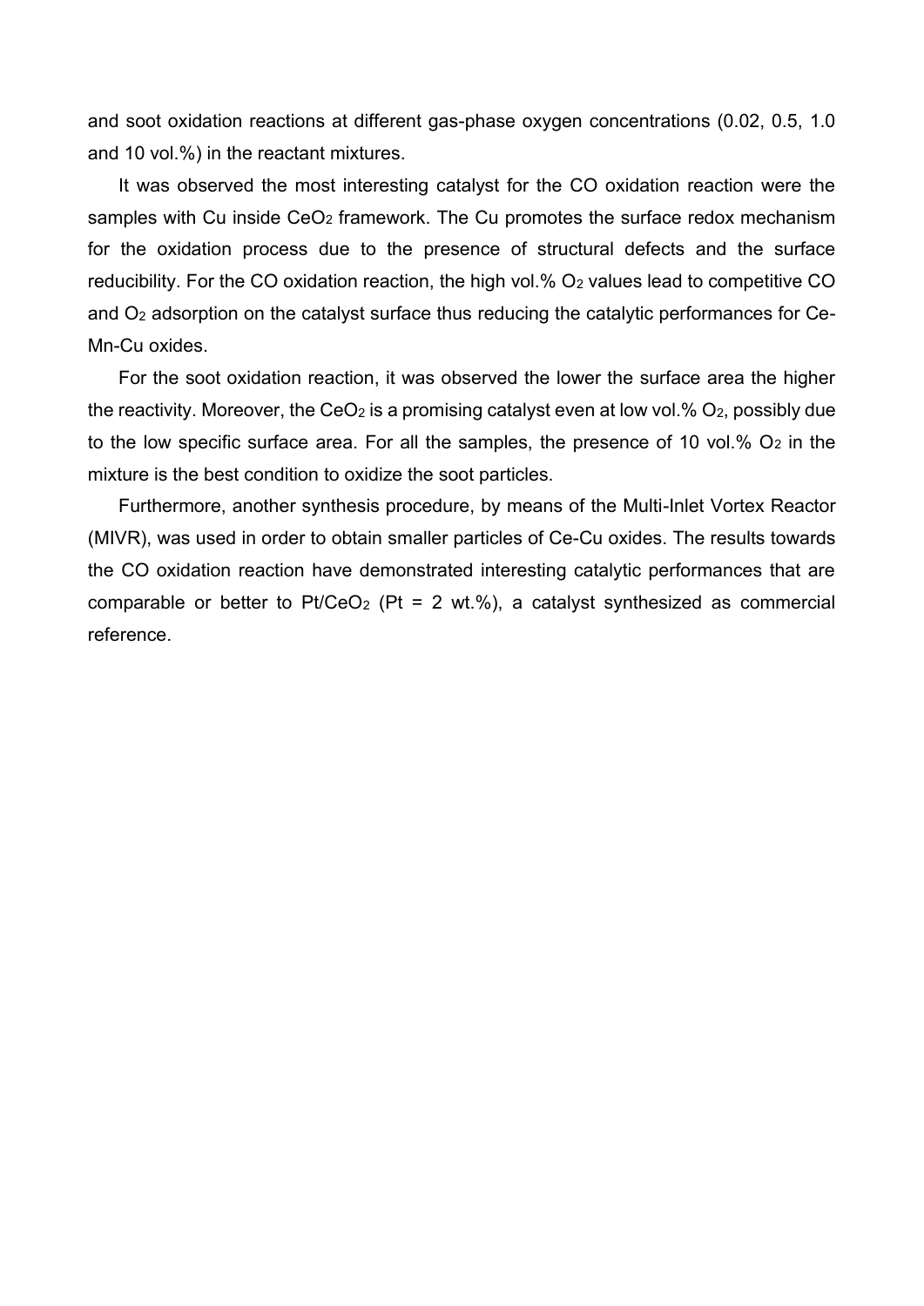and soot oxidation reactions at different gas-phase oxygen concentrations (0.02, 0.5, 1.0 and 10 vol.%) in the reactant mixtures.

It was observed the most interesting catalyst for the CO oxidation reaction were the samples with Cu inside $CeO_2$ framework. The Cu promotes the surface redox mechanism for the oxidation process due to the presence of structural defects and the surface reducibility. For the CO oxidation reaction, the high vol.% $O_2$ values lead to competitive CO and $O_2$ adsorption on the catalyst surface thus reducing the catalytic performances for Ce-Mn-Cu oxides.

For the soot oxidation reaction, it was observed the lower the surface area the higher the reactivity. Moreover, the $CeO_2$ is a promising catalyst even at low vol.% $O_2$, possibly due to the low specific surface area. For all the samples, the presence of 10 vol.% $O_2$ in the mixture is the best condition to oxidize the soot particles.

Furthermore, another synthesis procedure, by means of the Multi-Inlet Vortex Reactor (MIVR), was used in order to obtain smaller particles of Ce-Cu oxides. The results towards the CO oxidation reaction have demonstrated interesting catalytic performances that are comparable or better to $Pt/CeO_2$ (Pt = 2 wt.%), a catalyst synthesized as commercial reference.